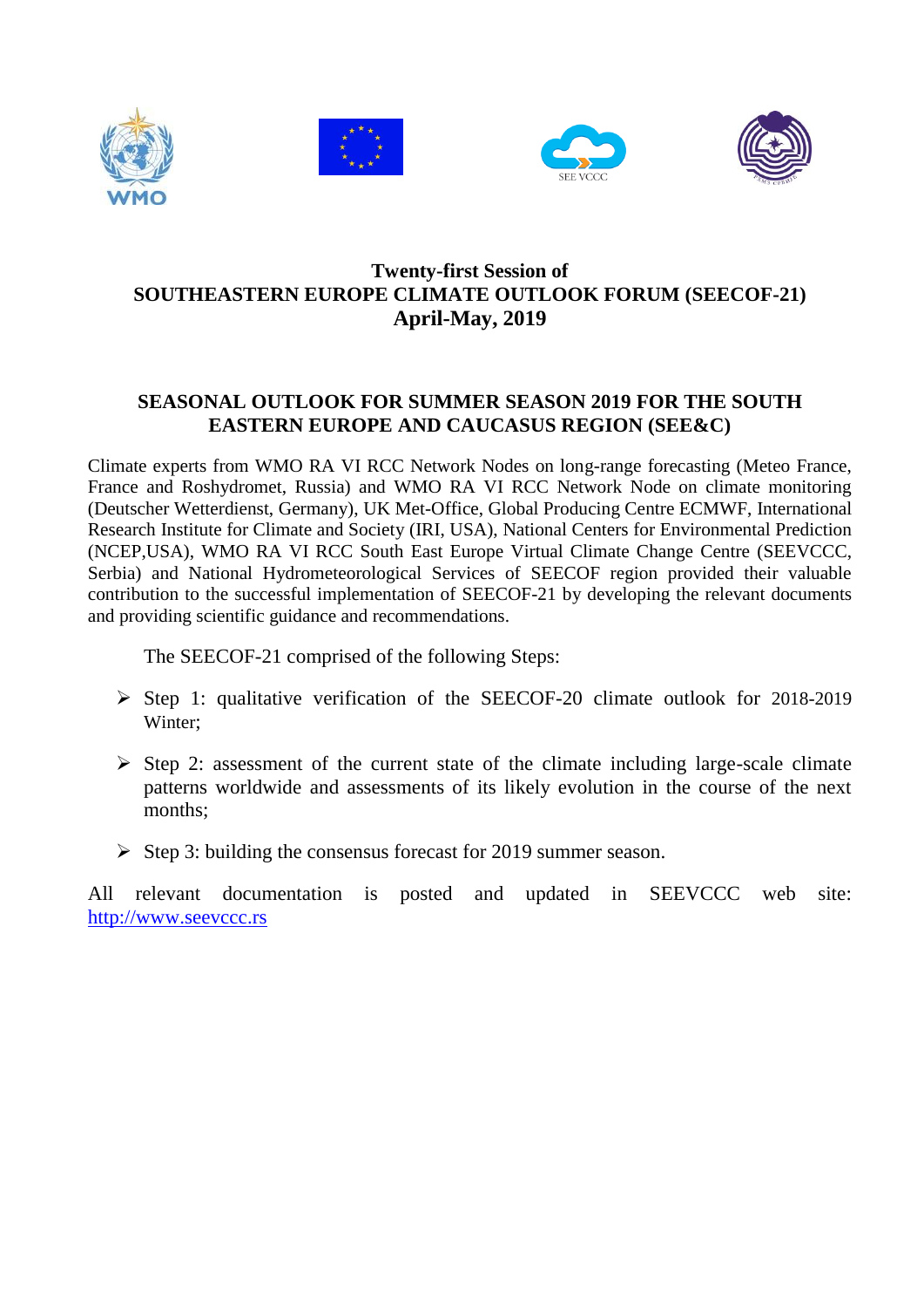# Twenty-first Session of
# SOUTHEASTERN EUROPE CLIMATE OUTLOOK FORUM (SEECOF-21)
# April-May, 2019

## SEASONAL OUTLOOK FOR SUMMER SEASON 2019 FOR THE SOUTH EASTERN EUROPE AND CAUCASUS REGION (SEE&C)

Climate experts from WMO RA VI RCC Network Nodes on long-range forecasting (Meteo France, France and Roshydromet, Russia) and WMO RA VI RCC Network Node on climate monitoring (Deutscher Wetterdienst, Germany), UK Met-Office, Global Producing Centre ECMWF, International Research Institute for Climate and Society (IRI, USA), National Centers for Environmental Prediction (NCEP,USA), WMO RA VI RCC South East Europe Virtual Climate Change Centre (SEEVCCC, Serbia) and National Hydrometeorological Services of SEECOF region provided their valuable contribution to the successful implementation of SEECOF-21 by developing the relevant documents and providing scientific guidance and recommendations.

The SEECOF-21 comprised of the following Steps:

- Step 1: qualitative verification of the SEECOF-20 climate outlook for 2018-2019 Winter;
- Step 2: assessment of the current state of the climate including large-scale climate patterns worldwide and assessments of its likely evolution in the course of the next months;
- Step 3: building the consensus forecast for 2019 summer season.

All relevant documentation is posted and updated in SEEVCCC web site: [http://www.seevccc.rs](http://www.seevccc.rs)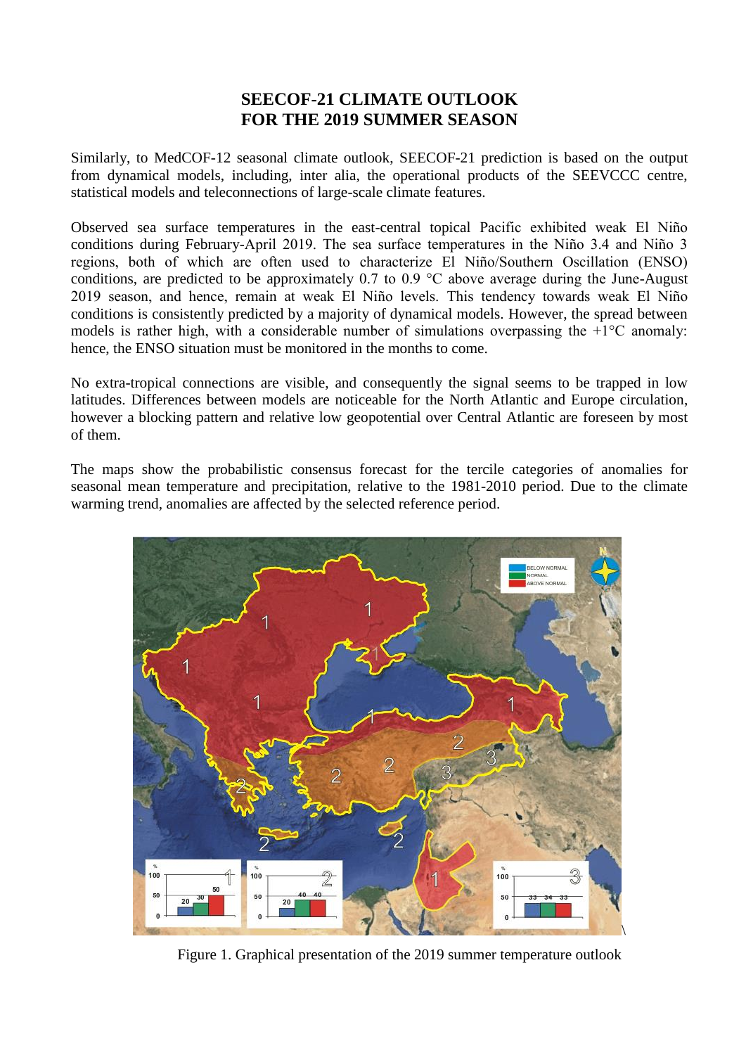# SEECOF-21 CLIMATE OUTLOOK FOR THE 2019 SUMMER SEASON

Similarly, to MedCOF-12 seasonal climate outlook, SEECOF-21 prediction is based on the output from dynamical models, including, inter alia, the operational products of the SEEVCCC centre, statistical models and teleconnections of large-scale climate features.

Observed sea surface temperatures in the east-central topical Pacific exhibited weak El Niño conditions during February-April 2019. The sea surface temperatures in the Niño 3.4 and Niño 3 regions, both of which are often used to characterize El Niño/Southern Oscillation (ENSO) conditions, are predicted to be approximately 0.7 to 0.9 °C above average during the June-August 2019 season, and hence, remain at weak El Niño levels. This tendency towards weak El Niño conditions is consistently predicted by a majority of dynamical models. However, the spread between models is rather high, with a considerable number of simulations overpassing the +1°C anomaly: hence, the ENSO situation must be monitored in the months to come.

No extra-tropical connections are visible, and consequently the signal seems to be trapped in low latitudes. Differences between models are noticeable for the North Atlantic and Europe circulation, however a blocking pattern and relative low geopotential over Central Atlantic are foreseen by most of them.

The maps show the probabilistic consensus forecast for the tercile categories of anomalies for seasonal mean temperature and precipitation, relative to the 1981-2010 period. Due to the climate warming trend, anomalies are affected by the selected reference period.

Figure 1. Graphical presentation of the 2019 summer temperature outlook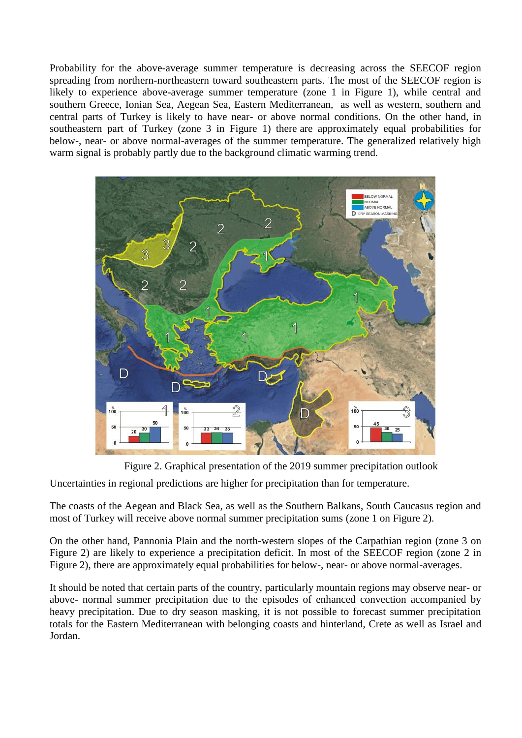Probability for the above-average summer temperature is decreasing across the SEECOF region spreading from northern-northeastern toward southeastern parts. The most of the SEECOF region is likely to experience above-average summer temperature (zone 1 in Figure 1), while central and southern Greece, Ionian Sea, Aegean Sea, Eastern Mediterranean, as well as western, southern and central parts of Turkey is likely to have near- or above normal conditions. On the other hand, in southeastern part of Turkey (zone 3 in Figure 1) there are approximately equal probabilities for below-, near- or above normal-averages of the summer temperature. The generalized relatively high warm signal is probably partly due to the background climatic warming trend.

Figure 2. Graphical presentation of the 2019 summer precipitation outlook

Uncertainties in regional predictions are higher for precipitation than for temperature.

The coasts of the Aegean and Black Sea, as well as the Southern Balkans, South Caucasus region and most of Turkey will receive above normal summer precipitation sums (zone 1 on Figure 2).

On the other hand, Pannonia Plain and the north-western slopes of the Carpathian region (zone 3 on Figure 2) are likely to experience a precipitation deficit. In most of the SEECOF region (zone 2 in Figure 2), there are approximately equal probabilities for below-, near- or above normal-averages.

It should be noted that certain parts of the country, particularly mountain regions may observe near- or above- normal summer precipitation due to the episodes of enhanced convection accompanied by heavy precipitation. Due to dry season masking, it is not possible to forecast summer precipitation totals for the Eastern Mediterranean with belonging coasts and hinterland, Crete as well as Israel and Jordan.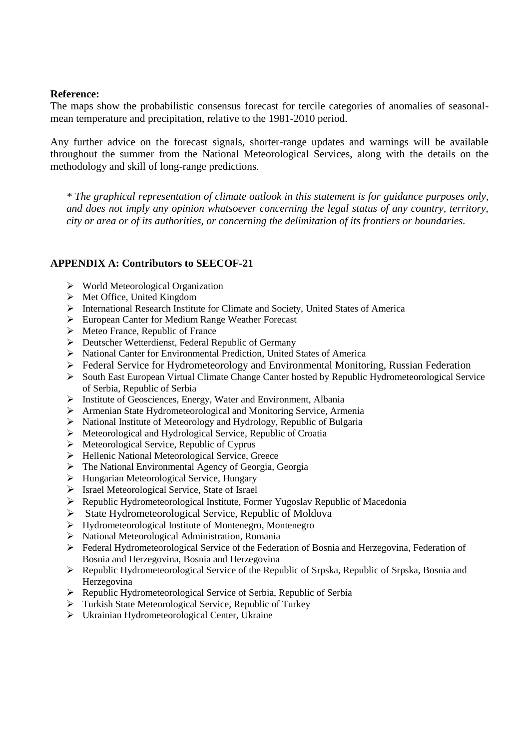**Reference:**

The maps show the probabilistic consensus forecast for tercile categories of anomalies of seasonal-mean temperature and precipitation, relative to the 1981-2010 period.

Any further advice on the forecast signals, shorter-range updates and warnings will be available throughout the summer from the National Meteorological Services, along with the details on the methodology and skill of long-range predictions.

*\* The graphical representation of climate outlook in this statement is for guidance purposes only, and does not imply any opinion whatsoever concerning the legal status of any country, territory, city or area or of its authorities, or concerning the delimitation of its frontiers or boundaries.*

**APPENDIX A: Contributors to SEECOF-21**

- World Meteorological Organization
- Met Office, United Kingdom
- International Research Institute for Climate and Society, United States of America
- European Canter for Medium Range Weather Forecast
- Meteo France, Republic of France
- Deutscher Wetterdienst, Federal Republic of Germany
- National Canter for Environmental Prediction, United States of America
- Federal Service for Hydrometeorology and Environmental Monitoring, Russian Federation
- South East European Virtual Climate Change Canter hosted by Republic Hydrometeorological Service of Serbia, Republic of Serbia
- Institute of Geosciences, Energy, Water and Environment, Albania
- Armenian State Hydrometeorological and Monitoring Service, Armenia
- National Institute of Meteorology and Hydrology, Republic of Bulgaria
- Meteorological and Hydrological Service, Republic of Croatia
- Meteorological Service, Republic of Cyprus
- Hellenic National Meteorological Service, Greece
- The National Environmental Agency of Georgia, Georgia
- Hungarian Meteorological Service, Hungary
- Israel Meteorological Service, State of Israel
- Republic Hydrometeorological Institute, Former Yugoslav Republic of Macedonia
- State Hydrometeorological Service, Republic of Moldova
- Hydrometeorological Institute of Montenegro, Montenegro
- National Meteorological Administration, Romania
- Federal Hydrometeorological Service of the Federation of Bosnia and Herzegovina, Federation of Bosnia and Herzegovina, Bosnia and Herzegovina
- Republic Hydrometeorological Service of the Republic of Srpska, Republic of Srpska, Bosnia and Herzegovina
- Republic Hydrometeorological Service of Serbia, Republic of Serbia
- Turkish State Meteorological Service, Republic of Turkey
- Ukrainian Hydrometeorological Center, Ukraine